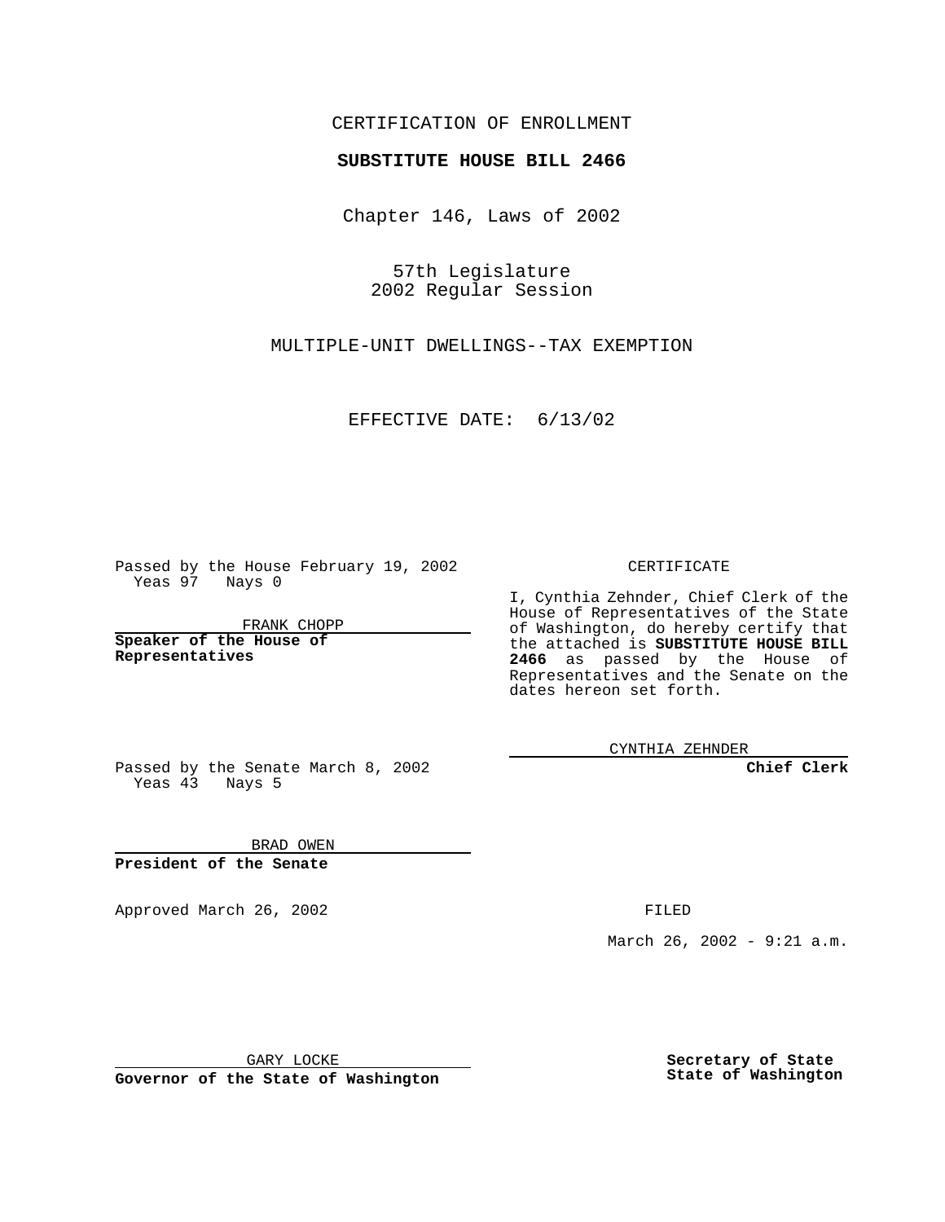CERTIFICATION OF ENROLLMENT

**SUBSTITUTE HOUSE BILL 2466**

Chapter 146, Laws of 2002

57th Legislature
2002 Regular Session

MULTIPLE-UNIT DWELLINGS--TAX EXEMPTION

EFFECTIVE DATE: 6/13/02

Passed by the House February 19, 2002
Yeas 97 Nays 0

FRANK CHOPP
**Speaker of the House of Representatives**

Passed by the Senate March 8, 2002
Yeas 43 Nays 5

BRAD OWEN
**President of the Senate**

CERTIFICATE

I, Cynthia Zehnder, Chief Clerk of the House of Representatives of the State of Washington, do hereby certify that the attached is **SUBSTITUTE HOUSE BILL 2466** as passed by the House of Representatives and the Senate on the dates hereon set forth.

CYNTHIA ZEHNDER
**Chief Clerk**

Approved March 26, 2002

GARY LOCKE
**Governor of the State of Washington**

FILED

March 26, 2002 - 9:21 a.m.

**Secretary of State**
**State of Washington**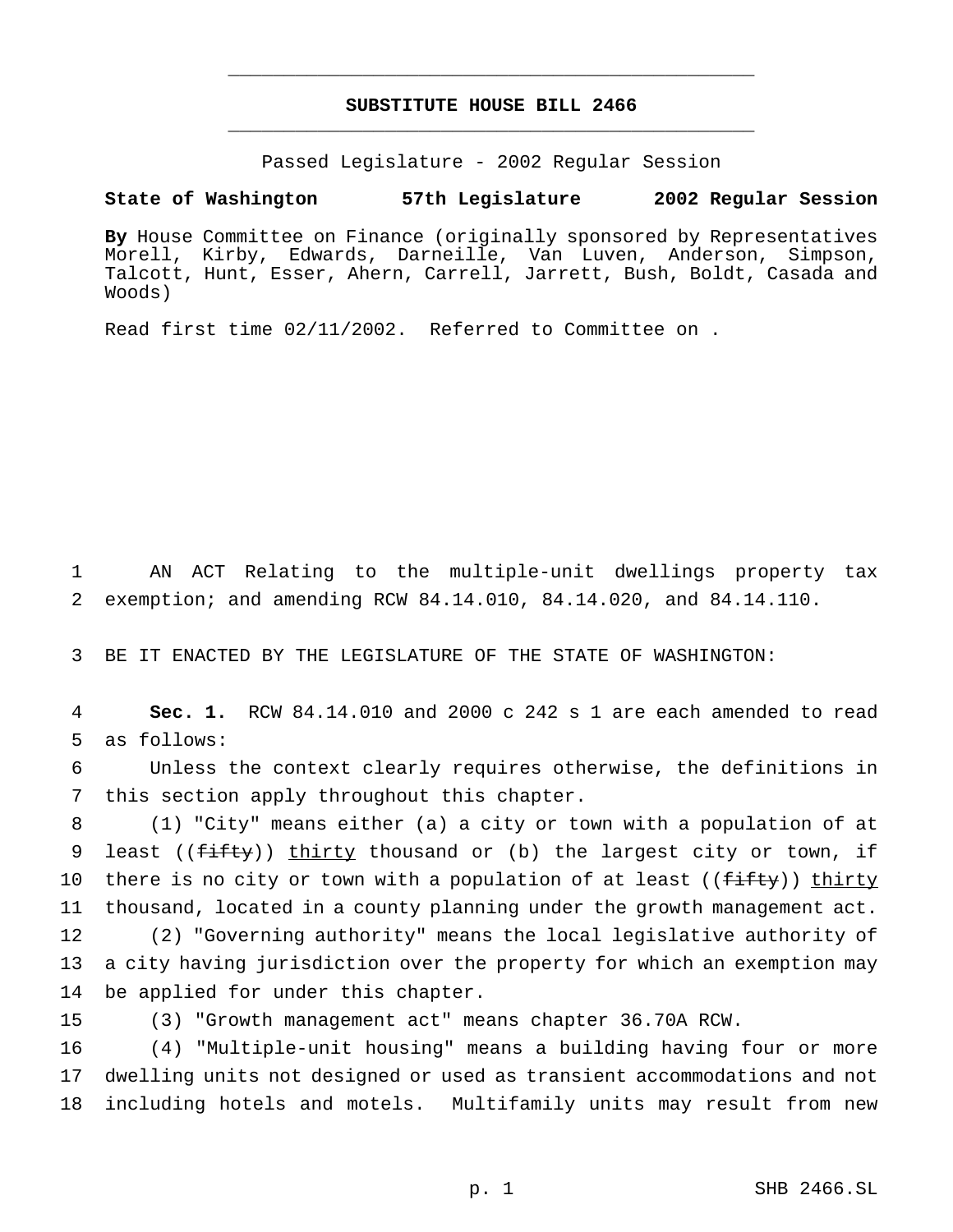# SUBSTITUTE HOUSE BILL 2466

Passed Legislature - 2002 Regular Session

**State of Washington 57th Legislature 2002 Regular Session**

**By** House Committee on Finance (originally sponsored by Representatives Morell, Kirby, Edwards, Darneille, Van Luven, Anderson, Simpson, Talcott, Hunt, Esser, Ahern, Carrell, Jarrett, Bush, Boldt, Casada and Woods)

Read first time 02/11/2002. Referred to Committee on .

1 AN ACT Relating to the multiple-unit dwellings property tax
2 exemption; and amending RCW 84.14.010, 84.14.020, and 84.14.110.

3 BE IT ENACTED BY THE LEGISLATURE OF THE STATE OF WASHINGTON:

4 **Sec. 1.** RCW 84.14.010 and 2000 c 242 s 1 are each amended to read
5 as follows:

6 Unless the context clearly requires otherwise, the definitions in
7 this section apply throughout this chapter.

8 (1) "City" means either (a) a city or town with a population of at
9 least ((~~fifty~~)) thirty thousand or (b) the largest city or town, if
10 there is no city or town with a population of at least ((~~fifty~~)) thirty
11 thousand, located in a county planning under the growth management act.

12 (2) "Governing authority" means the local legislative authority of
13 a city having jurisdiction over the property for which an exemption may
14 be applied for under this chapter.

15 (3) "Growth management act" means chapter 36.70A RCW.

16 (4) "Multiple-unit housing" means a building having four or more
17 dwelling units not designed or used as transient accommodations and not
18 including hotels and motels. Multifamily units may result from new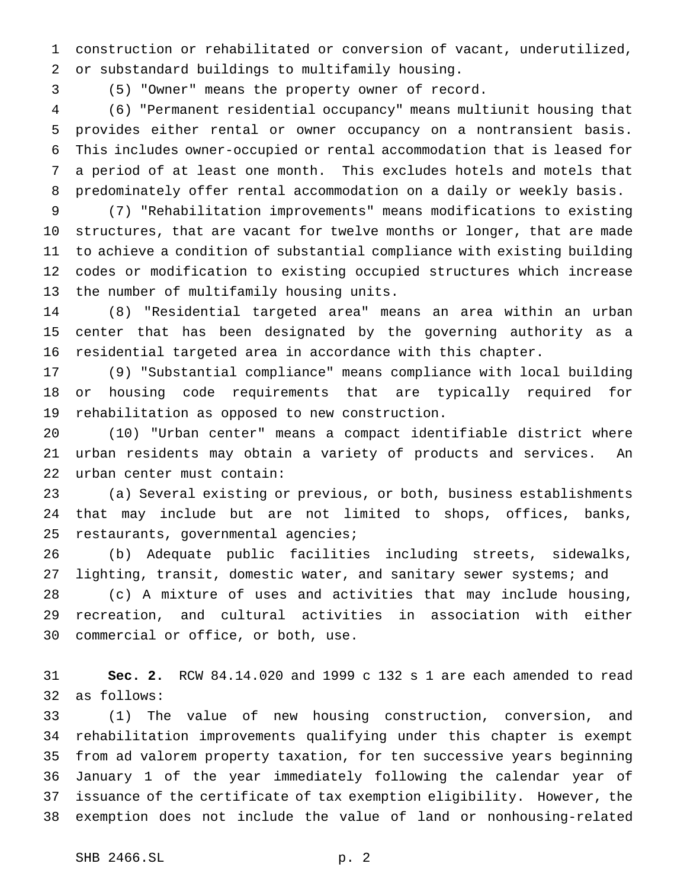construction or rehabilitated or conversion of vacant, underutilized, or substandard buildings to multifamily housing.

(5) "Owner" means the property owner of record.

(6) "Permanent residential occupancy" means multiunit housing that provides either rental or owner occupancy on a nontransient basis. This includes owner-occupied or rental accommodation that is leased for a period of at least one month. This excludes hotels and motels that predominately offer rental accommodation on a daily or weekly basis.

(7) "Rehabilitation improvements" means modifications to existing structures, that are vacant for twelve months or longer, that are made to achieve a condition of substantial compliance with existing building codes or modification to existing occupied structures which increase the number of multifamily housing units.

(8) "Residential targeted area" means an area within an urban center that has been designated by the governing authority as a residential targeted area in accordance with this chapter.

(9) "Substantial compliance" means compliance with local building or housing code requirements that are typically required for rehabilitation as opposed to new construction.

(10) "Urban center" means a compact identifiable district where urban residents may obtain a variety of products and services. An urban center must contain:

(a) Several existing or previous, or both, business establishments that may include but are not limited to shops, offices, banks, restaurants, governmental agencies;

(b) Adequate public facilities including streets, sidewalks, lighting, transit, domestic water, and sanitary sewer systems; and

(c) A mixture of uses and activities that may include housing, recreation, and cultural activities in association with either commercial or office, or both, use.

**Sec. 2.** RCW 84.14.020 and 1999 c 132 s 1 are each amended to read as follows:

(1) The value of new housing construction, conversion, and rehabilitation improvements qualifying under this chapter is exempt from ad valorem property taxation, for ten successive years beginning January 1 of the year immediately following the calendar year of issuance of the certificate of tax exemption eligibility. However, the exemption does not include the value of land or nonhousing-related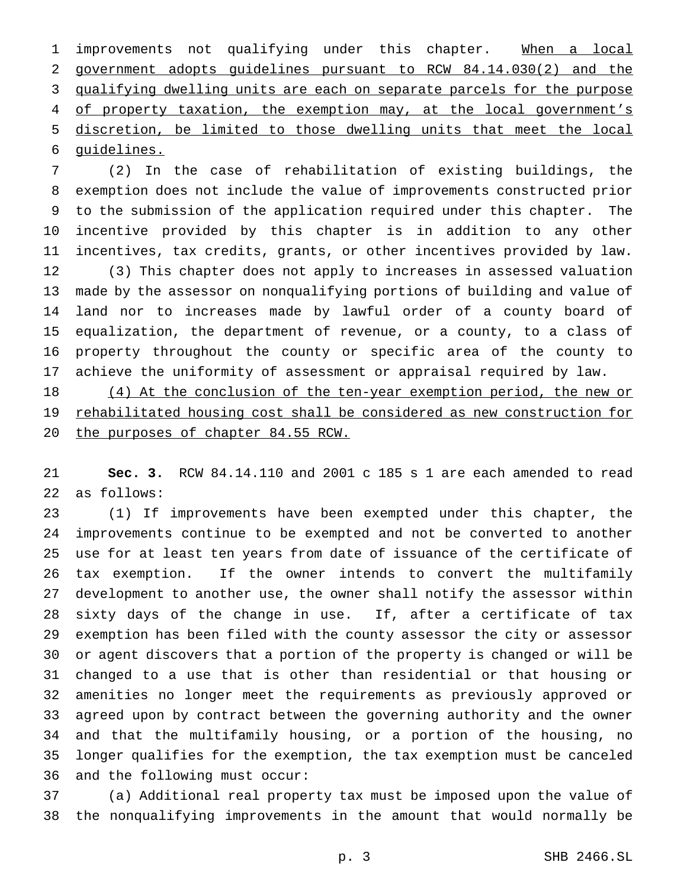improvements not qualifying under this chapter. When a local government adopts guidelines pursuant to RCW 84.14.030(2) and the qualifying dwelling units are each on separate parcels for the purpose of property taxation, the exemption may, at the local government's discretion, be limited to those dwelling units that meet the local guidelines.

(2) In the case of rehabilitation of existing buildings, the exemption does not include the value of improvements constructed prior to the submission of the application required under this chapter. The incentive provided by this chapter is in addition to any other incentives, tax credits, grants, or other incentives provided by law.

(3) This chapter does not apply to increases in assessed valuation made by the assessor on nonqualifying portions of building and value of land nor to increases made by lawful order of a county board of equalization, the department of revenue, or a county, to a class of property throughout the county or specific area of the county to achieve the uniformity of assessment or appraisal required by law.

(4) At the conclusion of the ten-year exemption period, the new or rehabilitated housing cost shall be considered as new construction for the purposes of chapter 84.55 RCW.

**Sec. 3.** RCW 84.14.110 and 2001 c 185 s 1 are each amended to read as follows:

(1) If improvements have been exempted under this chapter, the improvements continue to be exempted and not be converted to another use for at least ten years from date of issuance of the certificate of tax exemption. If the owner intends to convert the multifamily development to another use, the owner shall notify the assessor within sixty days of the change in use. If, after a certificate of tax exemption has been filed with the county assessor the city or assessor or agent discovers that a portion of the property is changed or will be changed to a use that is other than residential or that housing or amenities no longer meet the requirements as previously approved or agreed upon by contract between the governing authority and the owner and that the multifamily housing, or a portion of the housing, no longer qualifies for the exemption, the tax exemption must be canceled and the following must occur:

(a) Additional real property tax must be imposed upon the value of the nonqualifying improvements in the amount that would normally be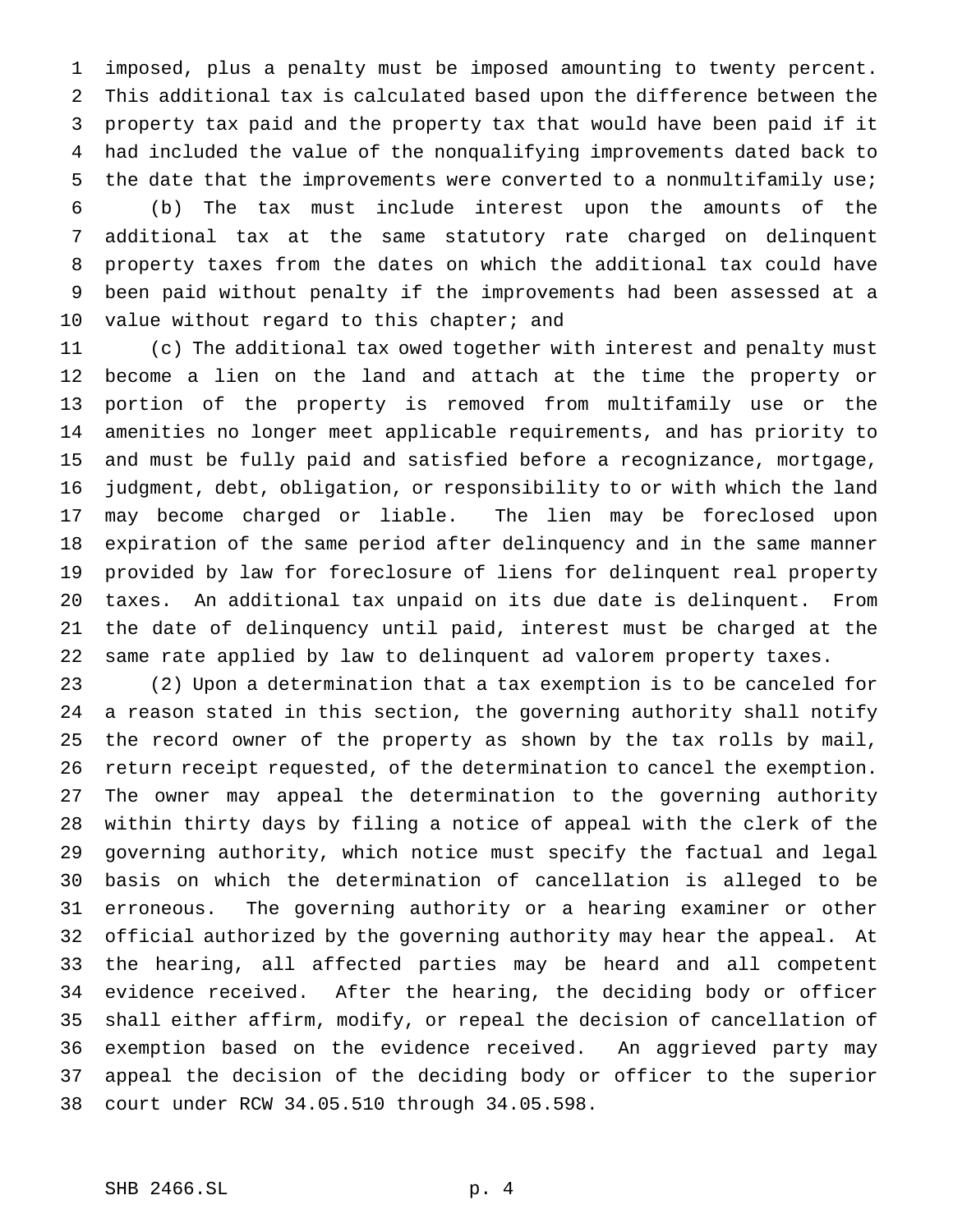imposed, plus a penalty must be imposed amounting to twenty percent. This additional tax is calculated based upon the difference between the property tax paid and the property tax that would have been paid if it had included the value of the nonqualifying improvements dated back to the date that the improvements were converted to a nonmultifamily use;

(b) The tax must include interest upon the amounts of the additional tax at the same statutory rate charged on delinquent property taxes from the dates on which the additional tax could have been paid without penalty if the improvements had been assessed at a value without regard to this chapter; and

(c) The additional tax owed together with interest and penalty must become a lien on the land and attach at the time the property or portion of the property is removed from multifamily use or the amenities no longer meet applicable requirements, and has priority to and must be fully paid and satisfied before a recognizance, mortgage, judgment, debt, obligation, or responsibility to or with which the land may become charged or liable. The lien may be foreclosed upon expiration of the same period after delinquency and in the same manner provided by law for foreclosure of liens for delinquent real property taxes. An additional tax unpaid on its due date is delinquent. From the date of delinquency until paid, interest must be charged at the same rate applied by law to delinquent ad valorem property taxes.

(2) Upon a determination that a tax exemption is to be canceled for a reason stated in this section, the governing authority shall notify the record owner of the property as shown by the tax rolls by mail, return receipt requested, of the determination to cancel the exemption. The owner may appeal the determination to the governing authority within thirty days by filing a notice of appeal with the clerk of the governing authority, which notice must specify the factual and legal basis on which the determination of cancellation is alleged to be erroneous. The governing authority or a hearing examiner or other official authorized by the governing authority may hear the appeal. At the hearing, all affected parties may be heard and all competent evidence received. After the hearing, the deciding body or officer shall either affirm, modify, or repeal the decision of cancellation of exemption based on the evidence received. An aggrieved party may appeal the decision of the deciding body or officer to the superior court under RCW 34.05.510 through 34.05.598.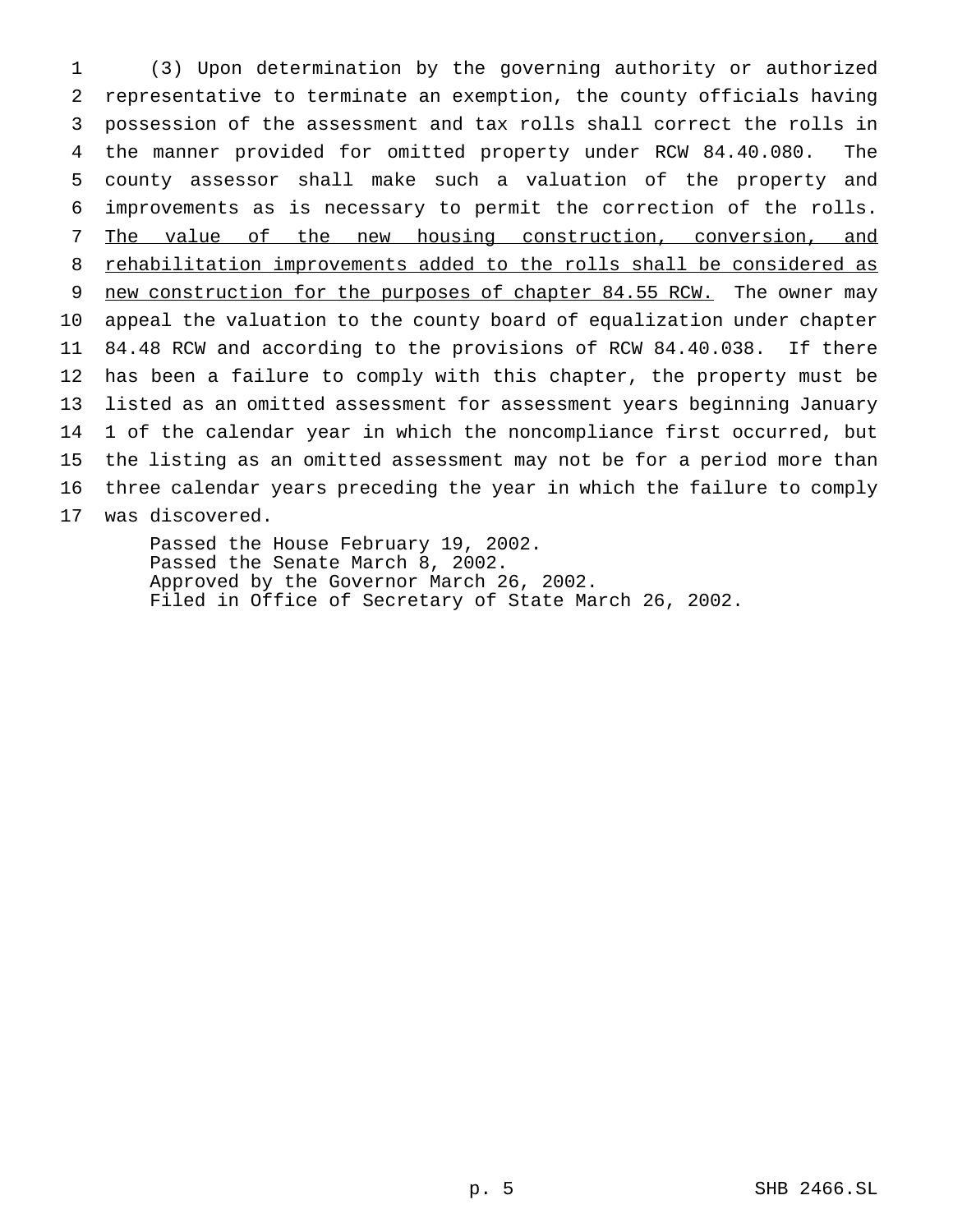(3) Upon determination by the governing authority or authorized representative to terminate an exemption, the county officials having possession of the assessment and tax rolls shall correct the rolls in the manner provided for omitted property under RCW 84.40.080. The county assessor shall make such a valuation of the property and improvements as is necessary to permit the correction of the rolls. <u>The value of the new housing construction, conversion, and rehabilitation improvements added to the rolls shall be considered as new construction for the purposes of chapter 84.55 RCW.</u> The owner may appeal the valuation to the county board of equalization under chapter 84.48 RCW and according to the provisions of RCW 84.40.038. If there has been a failure to comply with this chapter, the property must be listed as an omitted assessment for assessment years beginning January 1 of the calendar year in which the noncompliance first occurred, but the listing as an omitted assessment may not be for a period more than three calendar years preceding the year in which the failure to comply was discovered.

Passed the House February 19, 2002.
Passed the Senate March 8, 2002.
Approved by the Governor March 26, 2002.
Filed in Office of Secretary of State March 26, 2002.